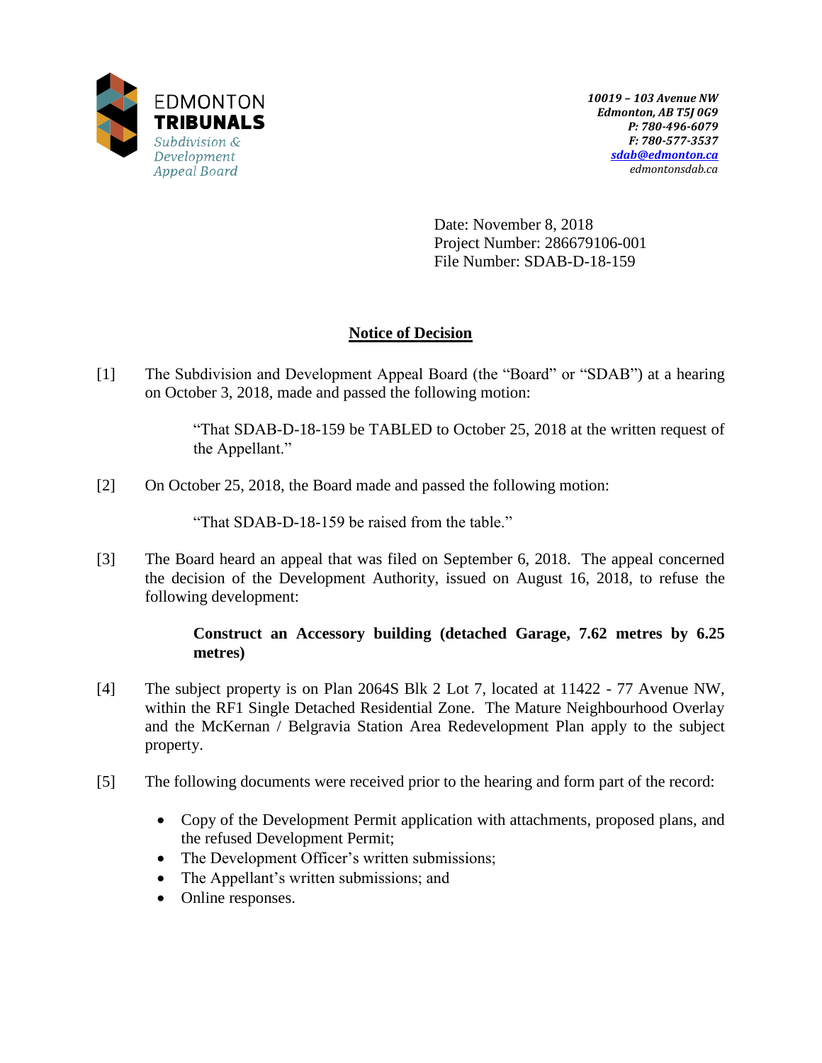EDMONTON
**TRIBUNALS**
*Subdivision & Development Appeal Board*

***10019 – 103 Avenue NW***
***Edmonton, AB T5J 0G9***
***P: 780-496-6079***
***F: 780-577-3537***
***sdab@edmonton.ca***
*edmontonsdab.ca*

Date: November 8, 2018
Project Number: 286679106-001
File Number: SDAB-D-18-159

## Notice of Decision

[1] The Subdivision and Development Appeal Board (the "Board" or "SDAB") at a hearing on October 3, 2018, made and passed the following motion:

> "That SDAB-D-18-159 be TABLED to October 25, 2018 at the written request of the Appellant."

[2] On October 25, 2018, the Board made and passed the following motion:

> "That SDAB-D-18-159 be raised from the table."

[3] The Board heard an appeal that was filed on September 6, 2018. The appeal concerned the decision of the Development Authority, issued on August 16, 2018, to refuse the following development:

> **Construct an Accessory building (detached Garage, 7.62 metres by 6.25 metres)**

[4] The subject property is on Plan 2064S Blk 2 Lot 7, located at 11422 - 77 Avenue NW, within the RF1 Single Detached Residential Zone. The Mature Neighbourhood Overlay and the McKernan / Belgravia Station Area Redevelopment Plan apply to the subject property.

[5] The following documents were received prior to the hearing and form part of the record:

- Copy of the Development Permit application with attachments, proposed plans, and the refused Development Permit;
- The Development Officer's written submissions;
- The Appellant's written submissions; and
- Online responses.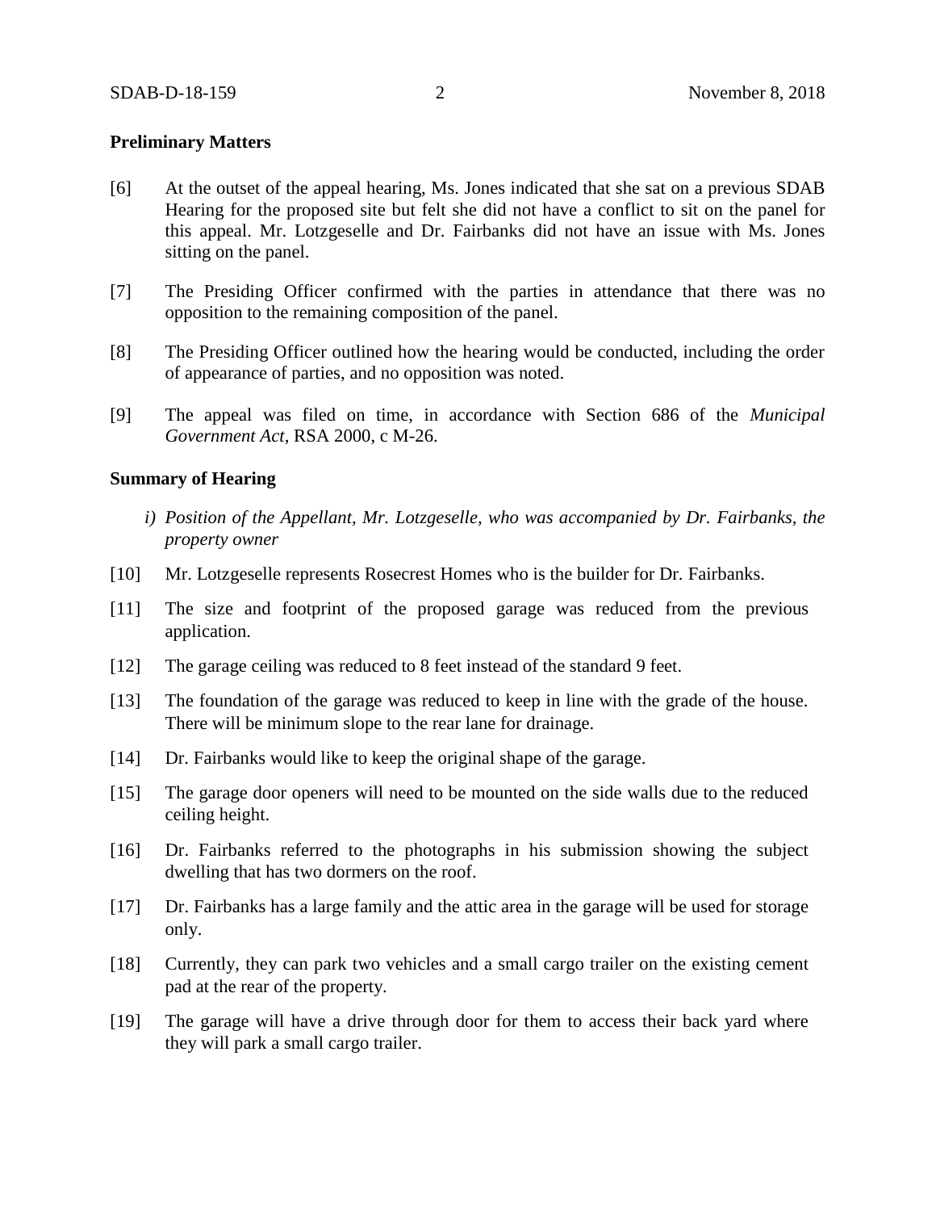**Preliminary Matters**

[6] At the outset of the appeal hearing, Ms. Jones indicated that she sat on a previous SDAB Hearing for the proposed site but felt she did not have a conflict to sit on the panel for this appeal. Mr. Lotzgeselle and Dr. Fairbanks did not have an issue with Ms. Jones sitting on the panel.

[7] The Presiding Officer confirmed with the parties in attendance that there was no opposition to the remaining composition of the panel.

[8] The Presiding Officer outlined how the hearing would be conducted, including the order of appearance of parties, and no opposition was noted.

[9] The appeal was filed on time, in accordance with Section 686 of the *Municipal Government Act*, RSA 2000, c M-26.

**Summary of Hearing**

*i) Position of the Appellant, Mr. Lotzgeselle, who was accompanied by Dr. Fairbanks, the property owner*

[10] Mr. Lotzgeselle represents Rosecrest Homes who is the builder for Dr. Fairbanks.

[11] The size and footprint of the proposed garage was reduced from the previous application.

[12] The garage ceiling was reduced to 8 feet instead of the standard 9 feet.

[13] The foundation of the garage was reduced to keep in line with the grade of the house. There will be minimum slope to the rear lane for drainage.

[14] Dr. Fairbanks would like to keep the original shape of the garage.

[15] The garage door openers will need to be mounted on the side walls due to the reduced ceiling height.

[16] Dr. Fairbanks referred to the photographs in his submission showing the subject dwelling that has two dormers on the roof.

[17] Dr. Fairbanks has a large family and the attic area in the garage will be used for storage only.

[18] Currently, they can park two vehicles and a small cargo trailer on the existing cement pad at the rear of the property.

[19] The garage will have a drive through door for them to access their back yard where they will park a small cargo trailer.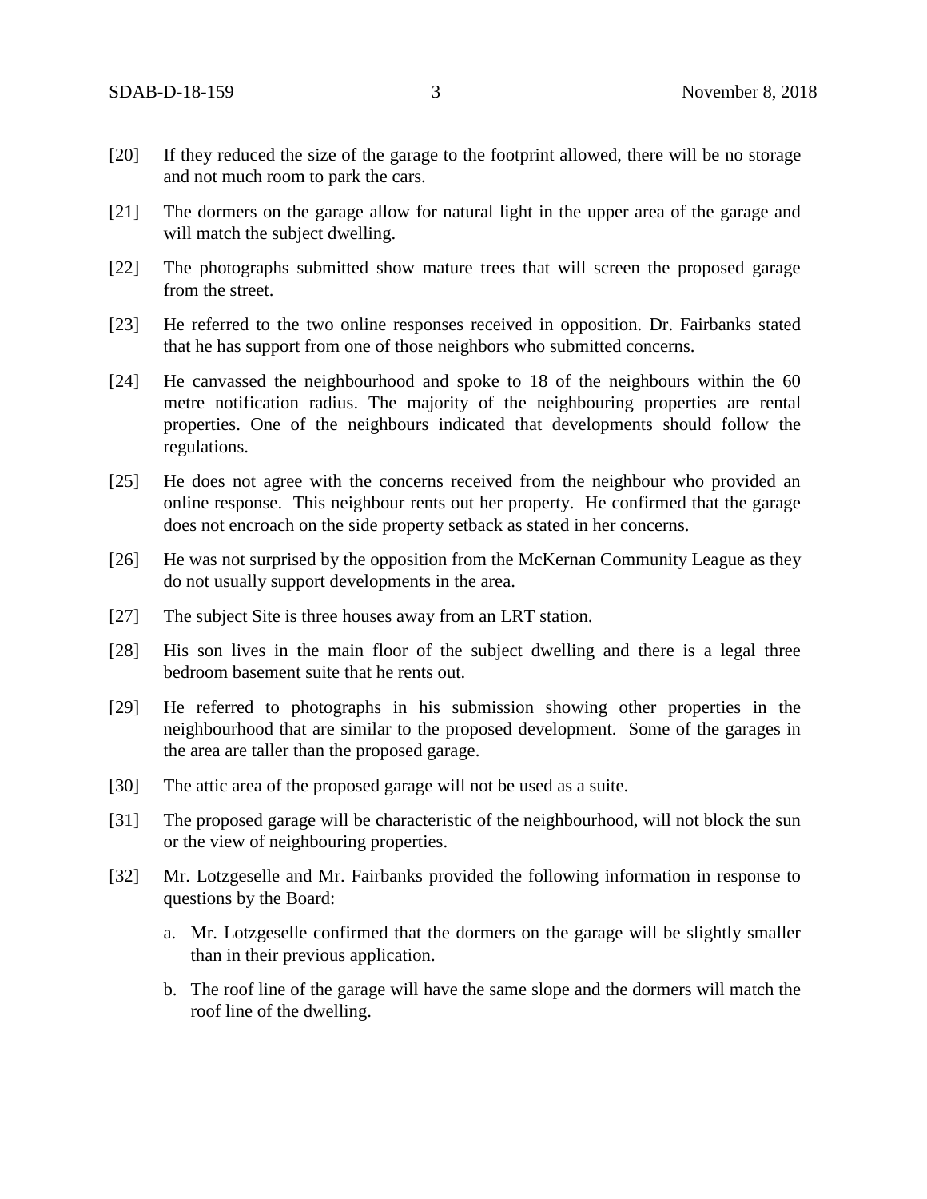[20] If they reduced the size of the garage to the footprint allowed, there will be no storage and not much room to park the cars.

[21] The dormers on the garage allow for natural light in the upper area of the garage and will match the subject dwelling.

[22] The photographs submitted show mature trees that will screen the proposed garage from the street.

[23] He referred to the two online responses received in opposition. Dr. Fairbanks stated that he has support from one of those neighbors who submitted concerns.

[24] He canvassed the neighbourhood and spoke to 18 of the neighbours within the 60 metre notification radius. The majority of the neighbouring properties are rental properties. One of the neighbours indicated that developments should follow the regulations.

[25] He does not agree with the concerns received from the neighbour who provided an online response. This neighbour rents out her property. He confirmed that the garage does not encroach on the side property setback as stated in her concerns.

[26] He was not surprised by the opposition from the McKernan Community League as they do not usually support developments in the area.

[27] The subject Site is three houses away from an LRT station.

[28] His son lives in the main floor of the subject dwelling and there is a legal three bedroom basement suite that he rents out.

[29] He referred to photographs in his submission showing other properties in the neighbourhood that are similar to the proposed development. Some of the garages in the area are taller than the proposed garage.

[30] The attic area of the proposed garage will not be used as a suite.

[31] The proposed garage will be characteristic of the neighbourhood, will not block the sun or the view of neighbouring properties.

[32] Mr. Lotzgeselle and Mr. Fairbanks provided the following information in response to questions by the Board:

a. Mr. Lotzgeselle confirmed that the dormers on the garage will be slightly smaller than in their previous application.

b. The roof line of the garage will have the same slope and the dormers will match the roof line of the dwelling.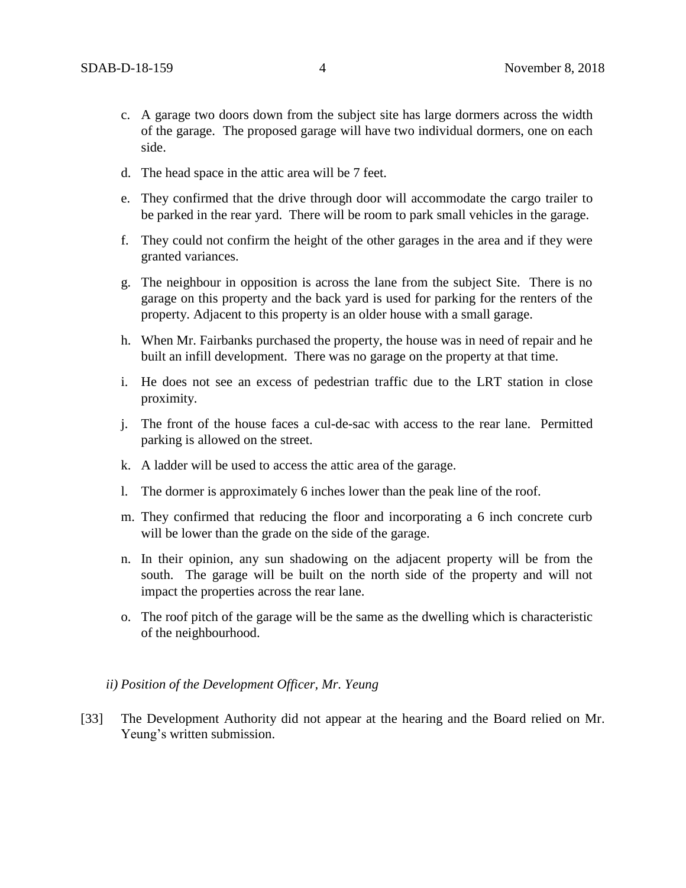c. A garage two doors down from the subject site has large dormers across the width of the garage. The proposed garage will have two individual dormers, one on each side.

d. The head space in the attic area will be 7 feet.

e. They confirmed that the drive through door will accommodate the cargo trailer to be parked in the rear yard. There will be room to park small vehicles in the garage.

f. They could not confirm the height of the other garages in the area and if they were granted variances.

g. The neighbour in opposition is across the lane from the subject Site. There is no garage on this property and the back yard is used for parking for the renters of the property. Adjacent to this property is an older house with a small garage.

h. When Mr. Fairbanks purchased the property, the house was in need of repair and he built an infill development. There was no garage on the property at that time.

i. He does not see an excess of pedestrian traffic due to the LRT station in close proximity.

j. The front of the house faces a cul-de-sac with access to the rear lane. Permitted parking is allowed on the street.

k. A ladder will be used to access the attic area of the garage.

l. The dormer is approximately 6 inches lower than the peak line of the roof.

m. They confirmed that reducing the floor and incorporating a 6 inch concrete curb will be lower than the grade on the side of the garage.

n. In their opinion, any sun shadowing on the adjacent property will be from the south. The garage will be built on the north side of the property and will not impact the properties across the rear lane.

o. The roof pitch of the garage will be the same as the dwelling which is characteristic of the neighbourhood.

*ii) Position of the Development Officer, Mr. Yeung*

[33] The Development Authority did not appear at the hearing and the Board relied on Mr. Yeung's written submission.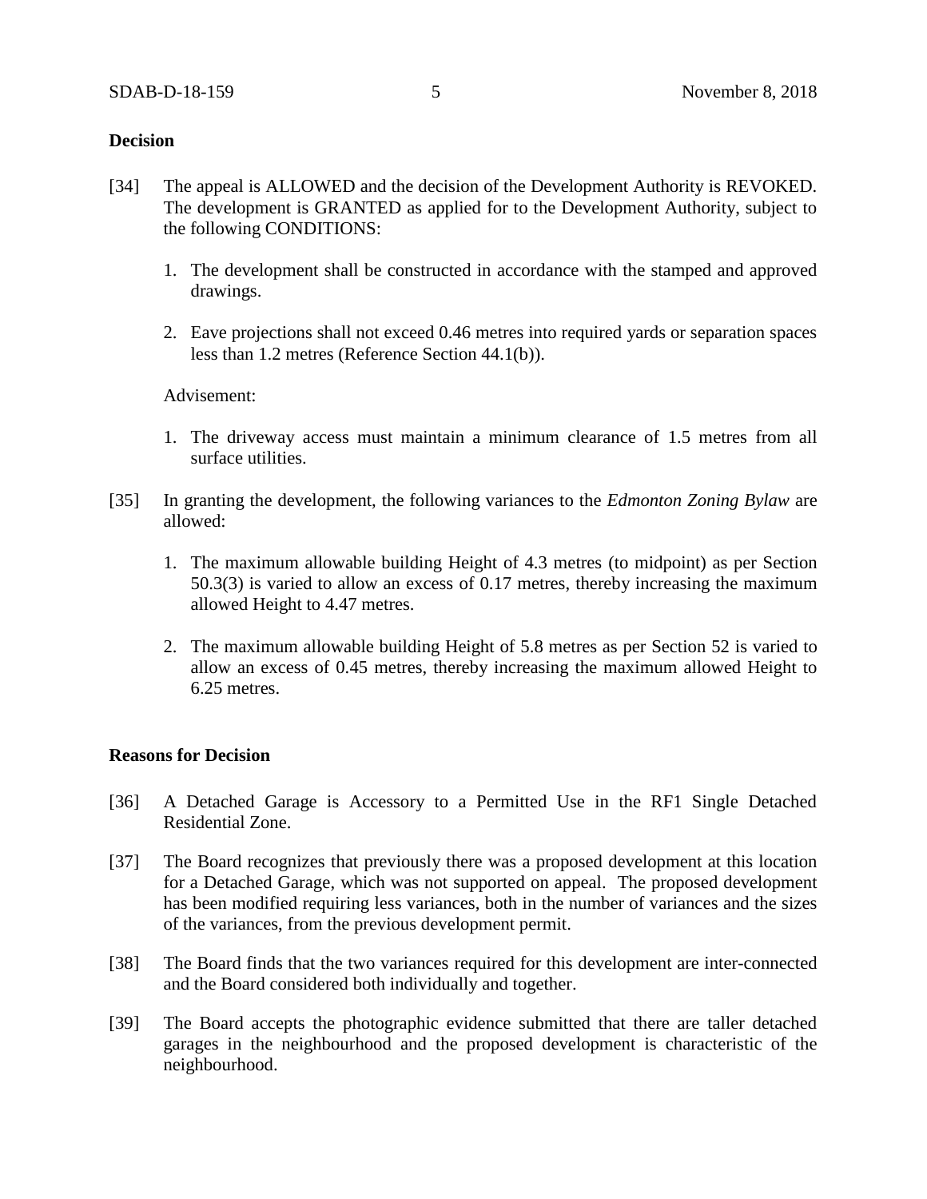**Decision**

[34] The appeal is ALLOWED and the decision of the Development Authority is REVOKED. The development is GRANTED as applied for to the Development Authority, subject to the following CONDITIONS:

1. The development shall be constructed in accordance with the stamped and approved drawings.
2. Eave projections shall not exceed 0.46 metres into required yards or separation spaces less than 1.2 metres (Reference Section 44.1(b)).

Advisement:

1. The driveway access must maintain a minimum clearance of 1.5 metres from all surface utilities.

[35] In granting the development, the following variances to the *Edmonton Zoning Bylaw* are allowed:

1. The maximum allowable building Height of 4.3 metres (to midpoint) as per Section 50.3(3) is varied to allow an excess of 0.17 metres, thereby increasing the maximum allowed Height to 4.47 metres.
2. The maximum allowable building Height of 5.8 metres as per Section 52 is varied to allow an excess of 0.45 metres, thereby increasing the maximum allowed Height to 6.25 metres.

**Reasons for Decision**

[36] A Detached Garage is Accessory to a Permitted Use in the RF1 Single Detached Residential Zone.

[37] The Board recognizes that previously there was a proposed development at this location for a Detached Garage, which was not supported on appeal. The proposed development has been modified requiring less variances, both in the number of variances and the sizes of the variances, from the previous development permit.

[38] The Board finds that the two variances required for this development are inter-connected and the Board considered both individually and together.

[39] The Board accepts the photographic evidence submitted that there are taller detached garages in the neighbourhood and the proposed development is characteristic of the neighbourhood.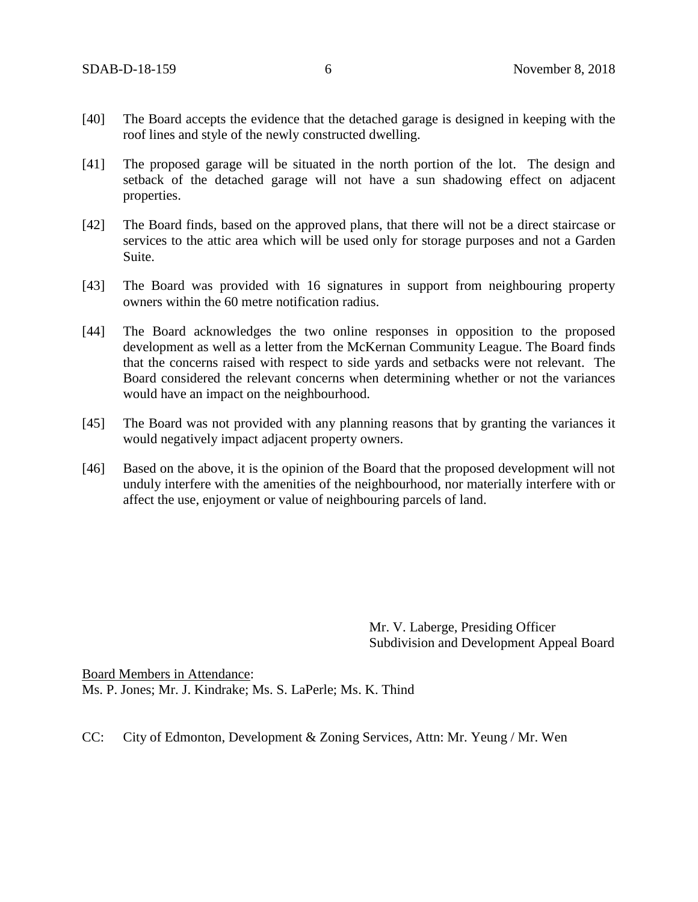[40] The Board accepts the evidence that the detached garage is designed in keeping with the roof lines and style of the newly constructed dwelling.

[41] The proposed garage will be situated in the north portion of the lot. The design and setback of the detached garage will not have a sun shadowing effect on adjacent properties.

[42] The Board finds, based on the approved plans, that there will not be a direct staircase or services to the attic area which will be used only for storage purposes and not a Garden Suite.

[43] The Board was provided with 16 signatures in support from neighbouring property owners within the 60 metre notification radius.

[44] The Board acknowledges the two online responses in opposition to the proposed development as well as a letter from the McKernan Community League. The Board finds that the concerns raised with respect to side yards and setbacks were not relevant. The Board considered the relevant concerns when determining whether or not the variances would have an impact on the neighbourhood.

[45] The Board was not provided with any planning reasons that by granting the variances it would negatively impact adjacent property owners.

[46] Based on the above, it is the opinion of the Board that the proposed development will not unduly interfere with the amenities of the neighbourhood, nor materially interfere with or affect the use, enjoyment or value of neighbouring parcels of land.

Mr. V. Laberge, Presiding Officer
Subdivision and Development Appeal Board

Board Members in Attendance:
Ms. P. Jones; Mr. J. Kindrake; Ms. S. LaPerle; Ms. K. Thind

CC: City of Edmonton, Development & Zoning Services, Attn: Mr. Yeung / Mr. Wen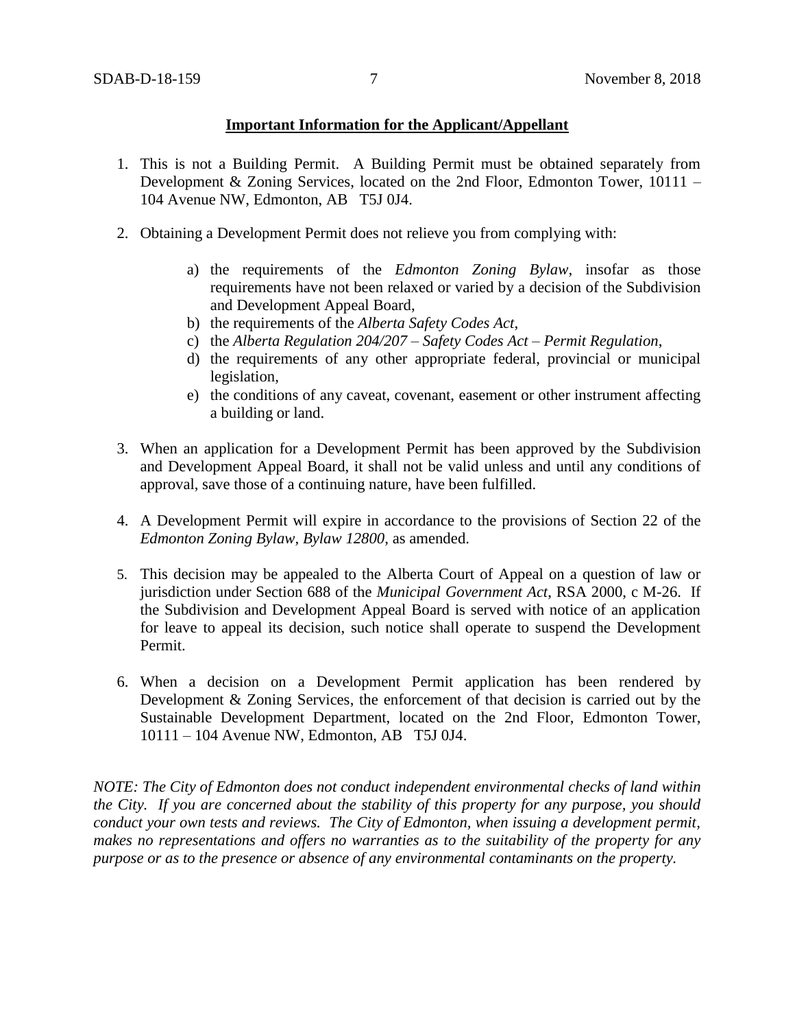**Important Information for the Applicant/Appellant**

1. This is not a Building Permit. A Building Permit must be obtained separately from Development & Zoning Services, located on the 2nd Floor, Edmonton Tower, 10111 – 104 Avenue NW, Edmonton, AB T5J 0J4.

2. Obtaining a Development Permit does not relieve you from complying with:

    a) the requirements of the *Edmonton Zoning Bylaw*, insofar as those requirements have not been relaxed or varied by a decision of the Subdivision and Development Appeal Board,
    b) the requirements of the *Alberta Safety Codes Act*,
    c) the *Alberta Regulation 204/207 – Safety Codes Act – Permit Regulation*,
    d) the requirements of any other appropriate federal, provincial or municipal legislation,
    e) the conditions of any caveat, covenant, easement or other instrument affecting a building or land.

3. When an application for a Development Permit has been approved by the Subdivision and Development Appeal Board, it shall not be valid unless and until any conditions of approval, save those of a continuing nature, have been fulfilled.

4. A Development Permit will expire in accordance to the provisions of Section 22 of the *Edmonton Zoning Bylaw, Bylaw 12800*, as amended.

5. This decision may be appealed to the Alberta Court of Appeal on a question of law or jurisdiction under Section 688 of the *Municipal Government Act*, RSA 2000, c M-26. If the Subdivision and Development Appeal Board is served with notice of an application for leave to appeal its decision, such notice shall operate to suspend the Development Permit.

6. When a decision on a Development Permit application has been rendered by Development & Zoning Services, the enforcement of that decision is carried out by the Sustainable Development Department, located on the 2nd Floor, Edmonton Tower, 10111 – 104 Avenue NW, Edmonton, AB T5J 0J4.

*NOTE: The City of Edmonton does not conduct independent environmental checks of land within the City. If you are concerned about the stability of this property for any purpose, you should conduct your own tests and reviews. The City of Edmonton, when issuing a development permit, makes no representations and offers no warranties as to the suitability of the property for any purpose or as to the presence or absence of any environmental contaminants on the property.*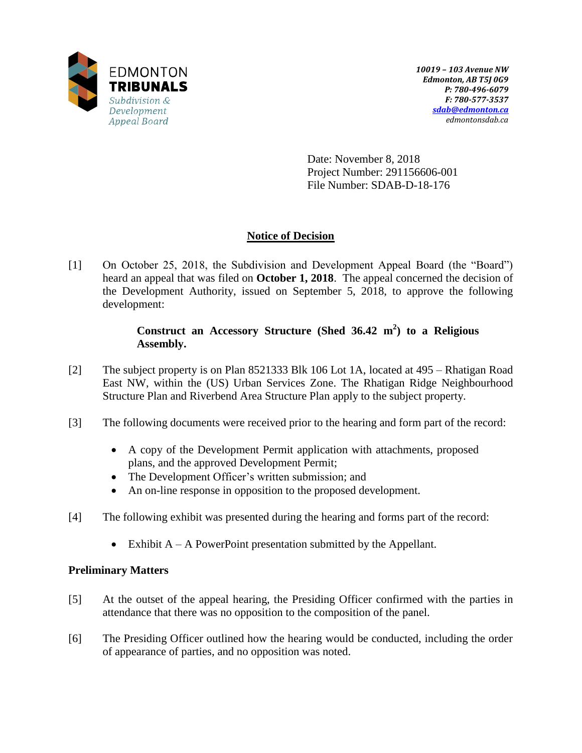EDMONTON
**TRIBUNALS**
*Subdivision & Development Appeal Board*

*10019 – 103 Avenue NW*
*Edmonton, AB T5J 0G9*
*P: 780-496-6079*
*F: 780-577-3537*
*sdab@edmonton.ca*
*edmontonsdab.ca*

Date: November 8, 2018
Project Number: 291156606-001
File Number: SDAB-D-18-176

## Notice of Decision

[1] On October 25, 2018, the Subdivision and Development Appeal Board (the "Board") heard an appeal that was filed on **October 1, 2018**. The appeal concerned the decision of the Development Authority, issued on September 5, 2018, to approve the following development:

> **Construct an Accessory Structure (Shed 36.42 $m^2$) to a Religious Assembly.**

[2] The subject property is on Plan 8521333 Blk 106 Lot 1A, located at 495 – Rhatigan Road East NW, within the (US) Urban Services Zone. The Rhatigan Ridge Neighbourhood Structure Plan and Riverbend Area Structure Plan apply to the subject property.

[3] The following documents were received prior to the hearing and form part of the record:

- A copy of the Development Permit application with attachments, proposed plans, and the approved Development Permit;
- The Development Officer's written submission; and
- An on-line response in opposition to the proposed development.

[4] The following exhibit was presented during the hearing and forms part of the record:

- Exhibit A – A PowerPoint presentation submitted by the Appellant.

**Preliminary Matters**

[5] At the outset of the appeal hearing, the Presiding Officer confirmed with the parties in attendance that there was no opposition to the composition of the panel.

[6] The Presiding Officer outlined how the hearing would be conducted, including the order of appearance of parties, and no opposition was noted.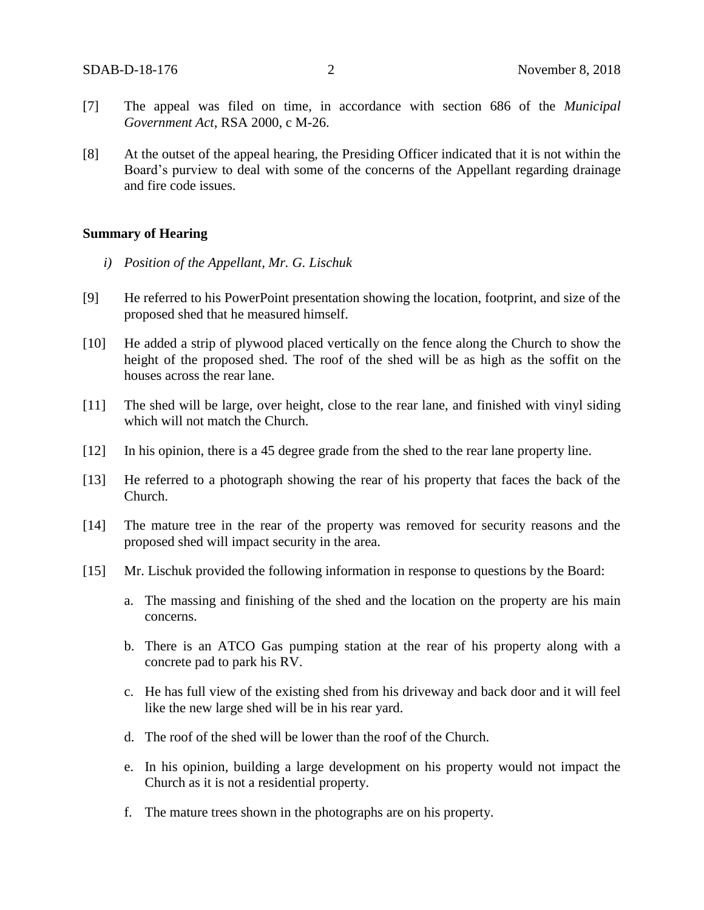[7] The appeal was filed on time, in accordance with section 686 of the *Municipal Government Act*, RSA 2000, c M-26.

[8] At the outset of the appeal hearing, the Presiding Officer indicated that it is not within the Board's purview to deal with some of the concerns of the Appellant regarding drainage and fire code issues.

**Summary of Hearing**

*i) Position of the Appellant, Mr. G. Lischuk*

[9] He referred to his PowerPoint presentation showing the location, footprint, and size of the proposed shed that he measured himself.

[10] He added a strip of plywood placed vertically on the fence along the Church to show the height of the proposed shed. The roof of the shed will be as high as the soffit on the houses across the rear lane.

[11] The shed will be large, over height, close to the rear lane, and finished with vinyl siding which will not match the Church.

[12] In his opinion, there is a 45 degree grade from the shed to the rear lane property line.

[13] He referred to a photograph showing the rear of his property that faces the back of the Church.

[14] The mature tree in the rear of the property was removed for security reasons and the proposed shed will impact security in the area.

[15] Mr. Lischuk provided the following information in response to questions by the Board:

a. The massing and finishing of the shed and the location on the property are his main concerns.

b. There is an ATCO Gas pumping station at the rear of his property along with a concrete pad to park his RV.

c. He has full view of the existing shed from his driveway and back door and it will feel like the new large shed will be in his rear yard.

d. The roof of the shed will be lower than the roof of the Church.

e. In his opinion, building a large development on his property would not impact the Church as it is not a residential property.

f. The mature trees shown in the photographs are on his property.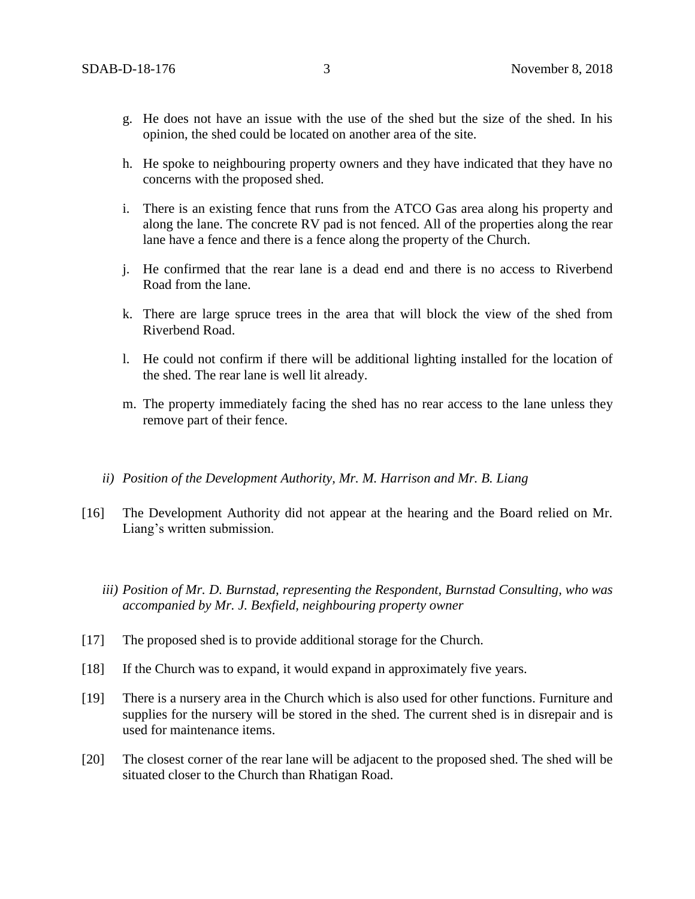g. He does not have an issue with the use of the shed but the size of the shed. In his opinion, the shed could be located on another area of the site.

h. He spoke to neighbouring property owners and they have indicated that they have no concerns with the proposed shed.

i. There is an existing fence that runs from the ATCO Gas area along his property and along the lane. The concrete RV pad is not fenced. All of the properties along the rear lane have a fence and there is a fence along the property of the Church.

j. He confirmed that the rear lane is a dead end and there is no access to Riverbend Road from the lane.

k. There are large spruce trees in the area that will block the view of the shed from Riverbend Road.

l. He could not confirm if there will be additional lighting installed for the location of the shed. The rear lane is well lit already.

m. The property immediately facing the shed has no rear access to the lane unless they remove part of their fence.

*ii) Position of the Development Authority, Mr. M. Harrison and Mr. B. Liang*

[16] The Development Authority did not appear at the hearing and the Board relied on Mr. Liang's written submission.

*iii) Position of Mr. D. Burnstad, representing the Respondent, Burnstad Consulting, who was accompanied by Mr. J. Bexfield, neighbouring property owner*

[17] The proposed shed is to provide additional storage for the Church.

[18] If the Church was to expand, it would expand in approximately five years.

[19] There is a nursery area in the Church which is also used for other functions. Furniture and supplies for the nursery will be stored in the shed. The current shed is in disrepair and is used for maintenance items.

[20] The closest corner of the rear lane will be adjacent to the proposed shed. The shed will be situated closer to the Church than Rhatigan Road.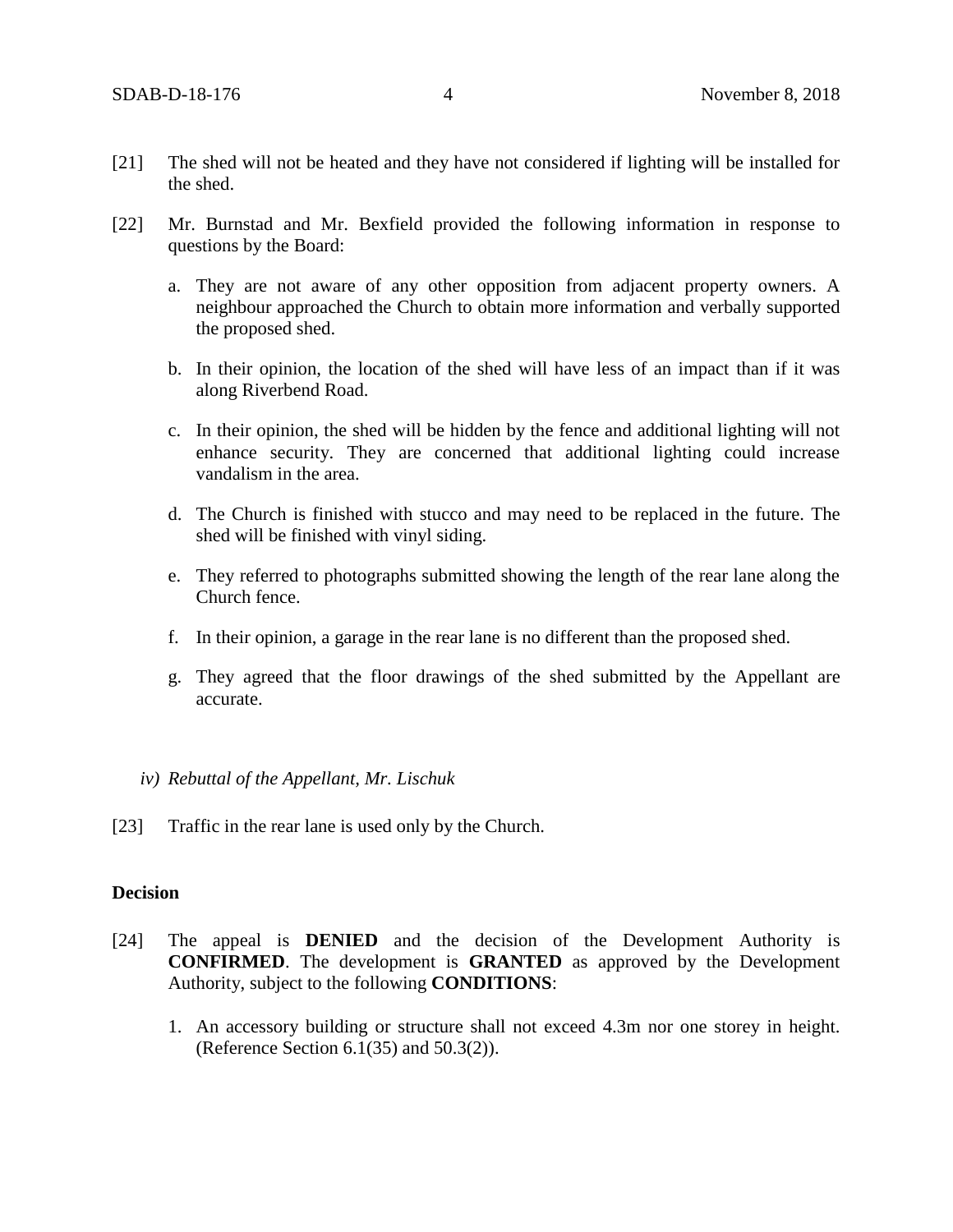[21] The shed will not be heated and they have not considered if lighting will be installed for the shed.

[22] Mr. Burnstad and Mr. Bexfield provided the following information in response to questions by the Board:

a. They are not aware of any other opposition from adjacent property owners. A neighbour approached the Church to obtain more information and verbally supported the proposed shed.

b. In their opinion, the location of the shed will have less of an impact than if it was along Riverbend Road.

c. In their opinion, the shed will be hidden by the fence and additional lighting will not enhance security. They are concerned that additional lighting could increase vandalism in the area.

d. The Church is finished with stucco and may need to be replaced in the future. The shed will be finished with vinyl siding.

e. They referred to photographs submitted showing the length of the rear lane along the Church fence.

f. In their opinion, a garage in the rear lane is no different than the proposed shed.

g. They agreed that the floor drawings of the shed submitted by the Appellant are accurate.

*iv) Rebuttal of the Appellant, Mr. Lischuk*

[23] Traffic in the rear lane is used only by the Church.

**Decision**

[24] The appeal is **DENIED** and the decision of the Development Authority is **CONFIRMED**. The development is **GRANTED** as approved by the Development Authority, subject to the following **CONDITIONS**:

1. An accessory building or structure shall not exceed 4.3m nor one storey in height. (Reference Section 6.1(35) and 50.3(2)).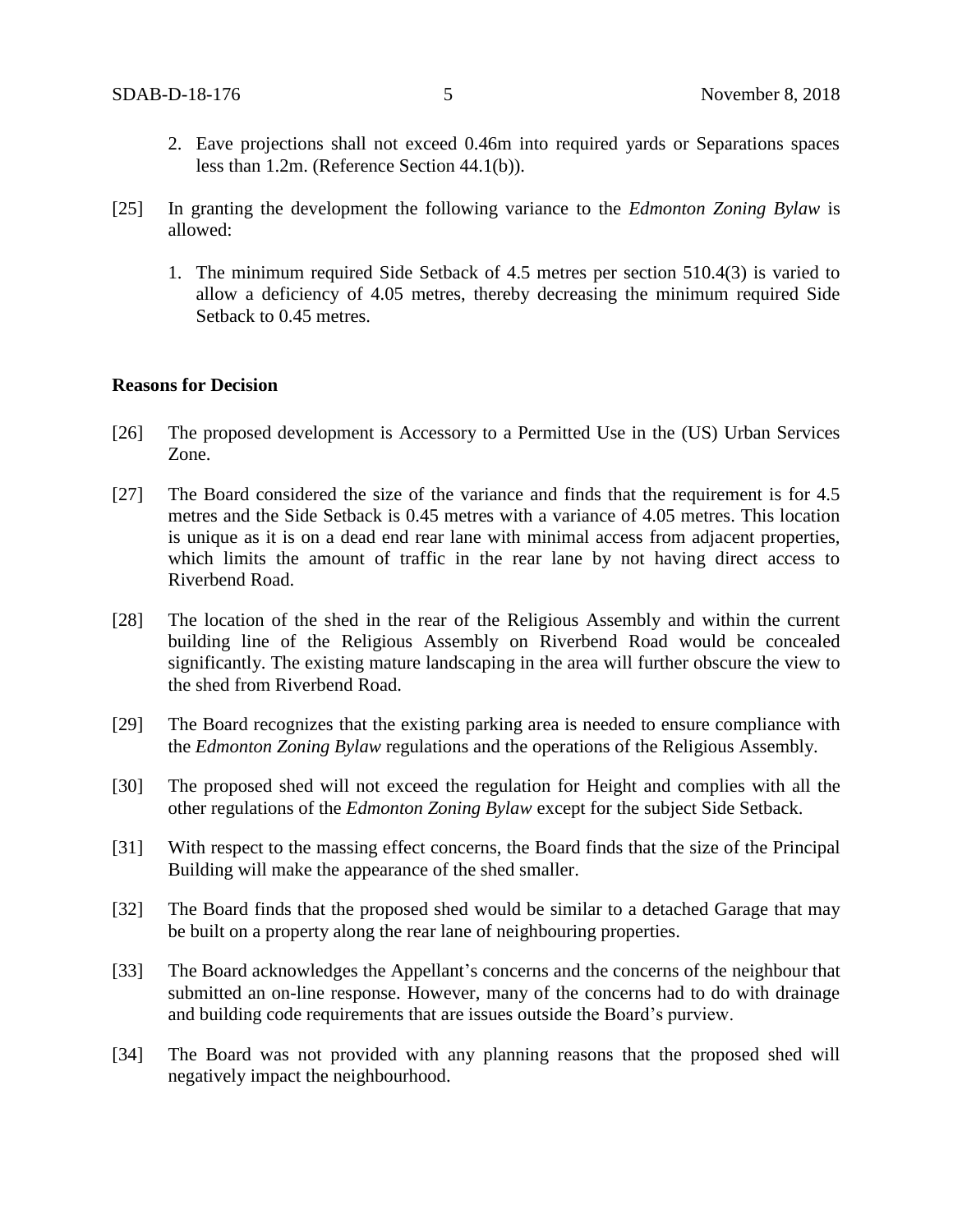2. Eave projections shall not exceed 0.46m into required yards or Separations spaces less than 1.2m. (Reference Section 44.1(b)).

[25] In granting the development the following variance to the *Edmonton Zoning Bylaw* is allowed:

1. The minimum required Side Setback of 4.5 metres per section 510.4(3) is varied to allow a deficiency of 4.05 metres, thereby decreasing the minimum required Side Setback to 0.45 metres.

**Reasons for Decision**

[26] The proposed development is Accessory to a Permitted Use in the (US) Urban Services Zone.

[27] The Board considered the size of the variance and finds that the requirement is for 4.5 metres and the Side Setback is 0.45 metres with a variance of 4.05 metres. This location is unique as it is on a dead end rear lane with minimal access from adjacent properties, which limits the amount of traffic in the rear lane by not having direct access to Riverbend Road.

[28] The location of the shed in the rear of the Religious Assembly and within the current building line of the Religious Assembly on Riverbend Road would be concealed significantly. The existing mature landscaping in the area will further obscure the view to the shed from Riverbend Road.

[29] The Board recognizes that the existing parking area is needed to ensure compliance with the *Edmonton Zoning Bylaw* regulations and the operations of the Religious Assembly.

[30] The proposed shed will not exceed the regulation for Height and complies with all the other regulations of the *Edmonton Zoning Bylaw* except for the subject Side Setback.

[31] With respect to the massing effect concerns, the Board finds that the size of the Principal Building will make the appearance of the shed smaller.

[32] The Board finds that the proposed shed would be similar to a detached Garage that may be built on a property along the rear lane of neighbouring properties.

[33] The Board acknowledges the Appellant's concerns and the concerns of the neighbour that submitted an on-line response. However, many of the concerns had to do with drainage and building code requirements that are issues outside the Board's purview.

[34] The Board was not provided with any planning reasons that the proposed shed will negatively impact the neighbourhood.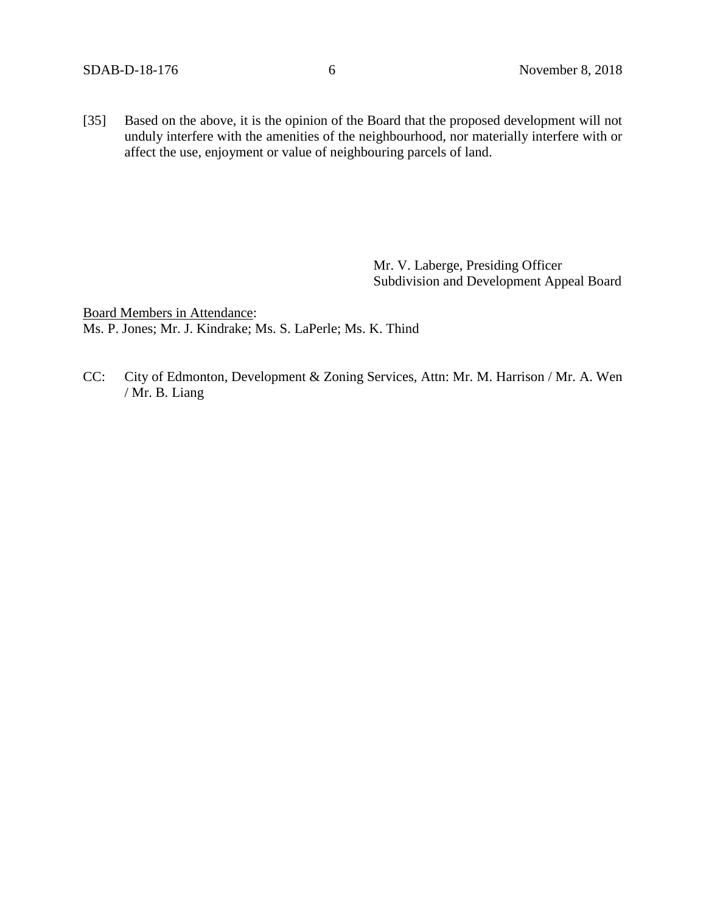[35] Based on the above, it is the opinion of the Board that the proposed development will not unduly interfere with the amenities of the neighbourhood, nor materially interfere with or affect the use, enjoyment or value of neighbouring parcels of land.

Mr. V. Laberge, Presiding Officer
Subdivision and Development Appeal Board

Board Members in Attendance:
Ms. P. Jones; Mr. J. Kindrake; Ms. S. LaPerle; Ms. K. Thind

CC: City of Edmonton, Development & Zoning Services, Attn: Mr. M. Harrison / Mr. A. Wen / Mr. B. Liang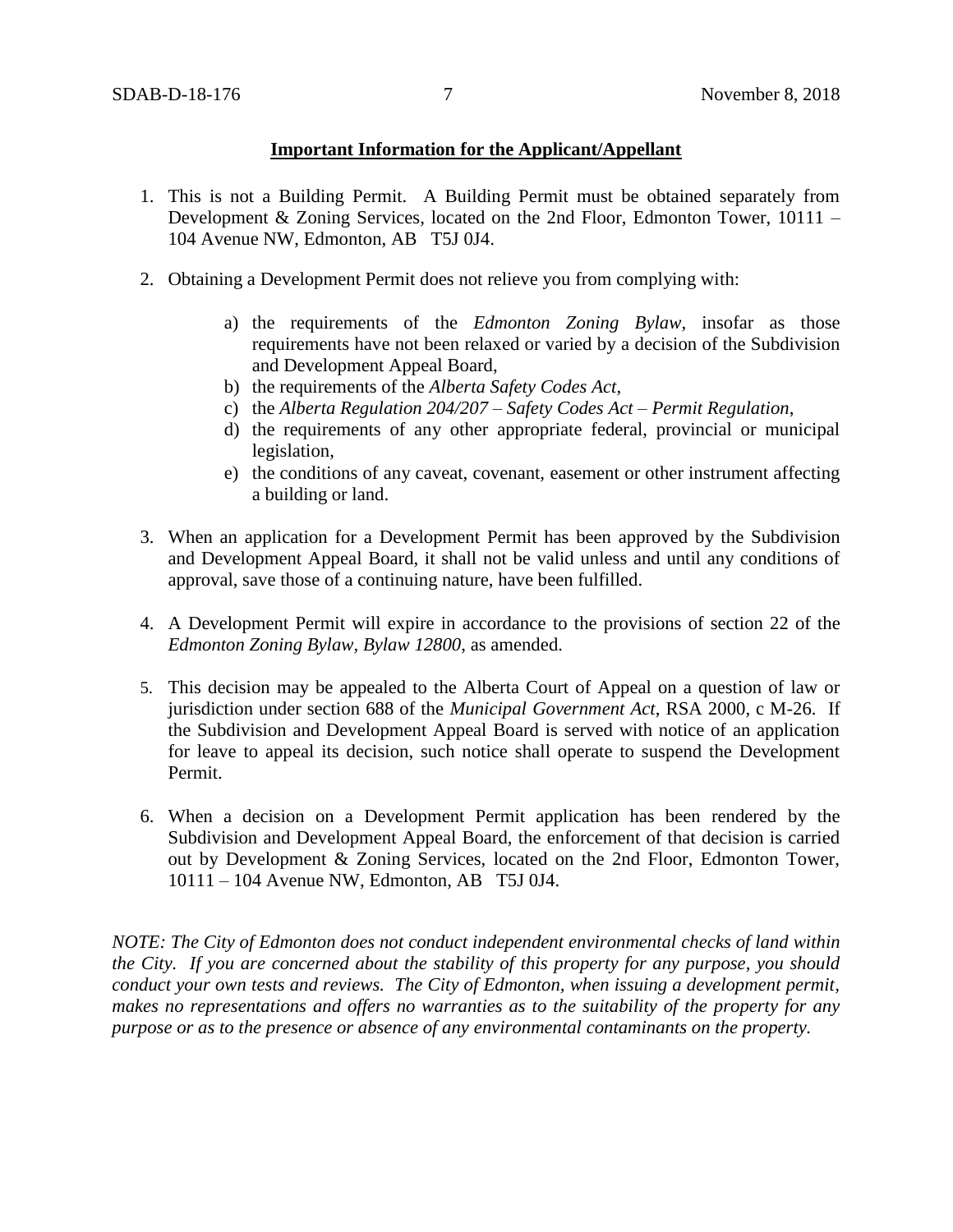**Important Information for the Applicant/Appellant**

1. This is not a Building Permit. A Building Permit must be obtained separately from Development & Zoning Services, located on the 2nd Floor, Edmonton Tower, 10111 – 104 Avenue NW, Edmonton, AB T5J 0J4.

2. Obtaining a Development Permit does not relieve you from complying with:

   a) the requirements of the *Edmonton Zoning Bylaw*, insofar as those requirements have not been relaxed or varied by a decision of the Subdivision and Development Appeal Board,
   b) the requirements of the *Alberta Safety Codes Act*,
   c) the *Alberta Regulation 204/207 – Safety Codes Act – Permit Regulation*,
   d) the requirements of any other appropriate federal, provincial or municipal legislation,
   e) the conditions of any caveat, covenant, easement or other instrument affecting a building or land.

3. When an application for a Development Permit has been approved by the Subdivision and Development Appeal Board, it shall not be valid unless and until any conditions of approval, save those of a continuing nature, have been fulfilled.

4. A Development Permit will expire in accordance to the provisions of section 22 of the *Edmonton Zoning Bylaw, Bylaw 12800*, as amended.

5. This decision may be appealed to the Alberta Court of Appeal on a question of law or jurisdiction under section 688 of the *Municipal Government Act*, RSA 2000, c M-26. If the Subdivision and Development Appeal Board is served with notice of an application for leave to appeal its decision, such notice shall operate to suspend the Development Permit.

6. When a decision on a Development Permit application has been rendered by the Subdivision and Development Appeal Board, the enforcement of that decision is carried out by Development & Zoning Services, located on the 2nd Floor, Edmonton Tower, 10111 – 104 Avenue NW, Edmonton, AB T5J 0J4.

*NOTE: The City of Edmonton does not conduct independent environmental checks of land within the City. If you are concerned about the stability of this property for any purpose, you should conduct your own tests and reviews. The City of Edmonton, when issuing a development permit, makes no representations and offers no warranties as to the suitability of the property for any purpose or as to the presence or absence of any environmental contaminants on the property.*